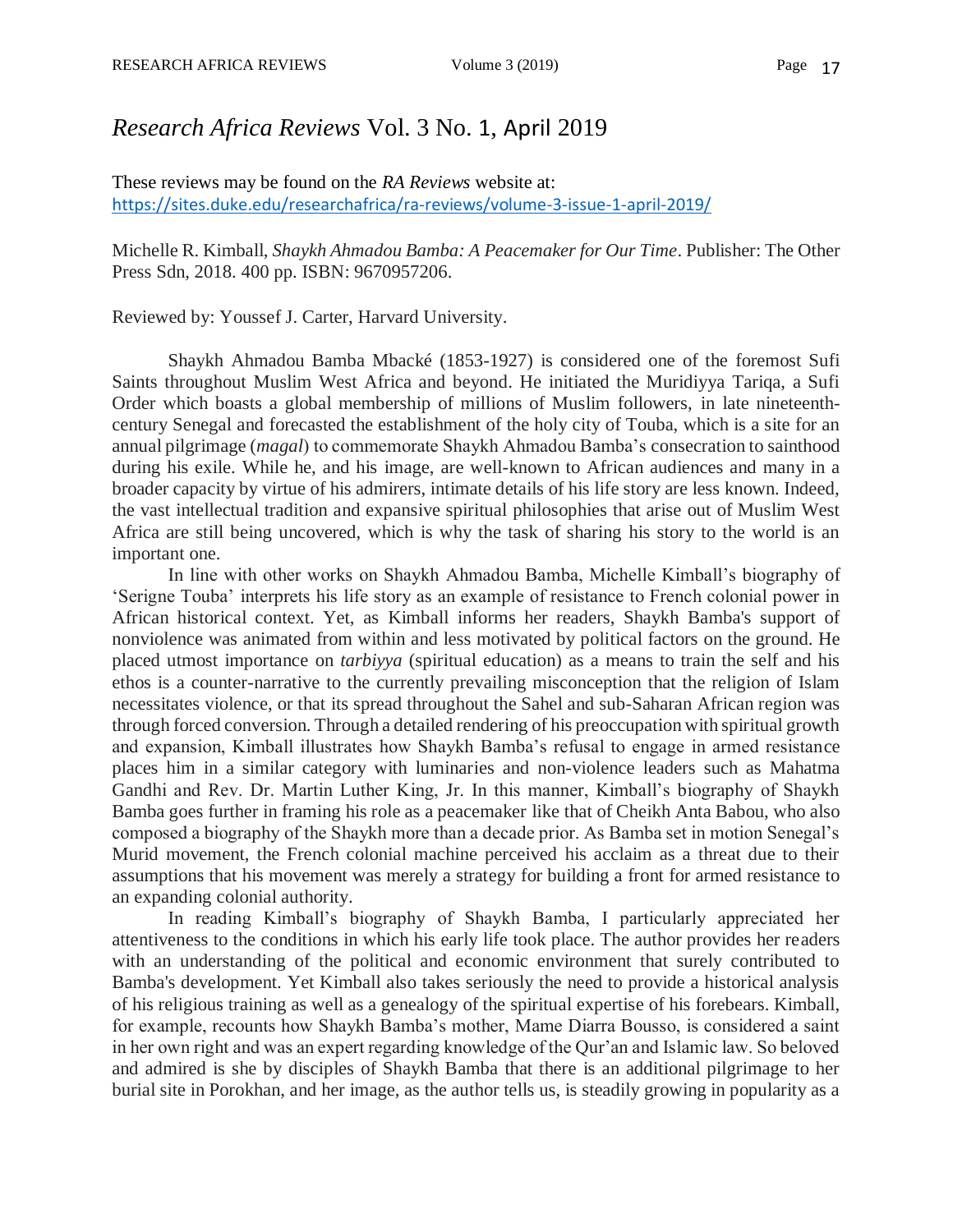# *Research Africa Reviews* Vol. 3 No. 1, April 2019

These reviews may be found on the *RA Reviews* website at:
https://sites.duke.edu/researchafrica/ra-reviews/volume-3-issue-1-april-2019/

Michelle R. Kimball, *Shaykh Ahmadou Bamba: A Peacemaker for Our Time*. Publisher: The Other Press Sdn, 2018. 400 pp. ISBN: 9670957206.

Reviewed by: Youssef J. Carter, Harvard University.

Shaykh Ahmadou Bamba Mbacké (1853-1927) is considered one of the foremost Sufi Saints throughout Muslim West Africa and beyond. He initiated the Muridiyya Tariqa, a Sufi Order which boasts a global membership of millions of Muslim followers, in late nineteenth-century Senegal and forecasted the establishment of the holy city of Touba, which is a site for an annual pilgrimage (*magal*) to commemorate Shaykh Ahmadou Bamba's consecration to sainthood during his exile. While he, and his image, are well-known to African audiences and many in a broader capacity by virtue of his admirers, intimate details of his life story are less known. Indeed, the vast intellectual tradition and expansive spiritual philosophies that arise out of Muslim West Africa are still being uncovered, which is why the task of sharing his story to the world is an important one.

In line with other works on Shaykh Ahmadou Bamba, Michelle Kimball's biography of 'Serigne Touba' interprets his life story as an example of resistance to French colonial power in African historical context. Yet, as Kimball informs her readers, Shaykh Bamba's support of nonviolence was animated from within and less motivated by political factors on the ground. He placed utmost importance on *tarbiyya* (spiritual education) as a means to train the self and his ethos is a counter-narrative to the currently prevailing misconception that the religion of Islam necessitates violence, or that its spread throughout the Sahel and sub-Saharan African region was through forced conversion. Through a detailed rendering of his preoccupation with spiritual growth and expansion, Kimball illustrates how Shaykh Bamba's refusal to engage in armed resistance places him in a similar category with luminaries and non-violence leaders such as Mahatma Gandhi and Rev. Dr. Martin Luther King, Jr. In this manner, Kimball's biography of Shaykh Bamba goes further in framing his role as a peacemaker like that of Cheikh Anta Babou, who also composed a biography of the Shaykh more than a decade prior. As Bamba set in motion Senegal's Murid movement, the French colonial machine perceived his acclaim as a threat due to their assumptions that his movement was merely a strategy for building a front for armed resistance to an expanding colonial authority.

In reading Kimball's biography of Shaykh Bamba, I particularly appreciated her attentiveness to the conditions in which his early life took place. The author provides her readers with an understanding of the political and economic environment that surely contributed to Bamba's development. Yet Kimball also takes seriously the need to provide a historical analysis of his religious training as well as a genealogy of the spiritual expertise of his forebears. Kimball, for example, recounts how Shaykh Bamba's mother, Mame Diarra Bousso, is considered a saint in her own right and was an expert regarding knowledge of the Qur'an and Islamic law. So beloved and admired is she by disciples of Shaykh Bamba that there is an additional pilgrimage to her burial site in Porokhan, and her image, as the author tells us, is steadily growing in popularity as a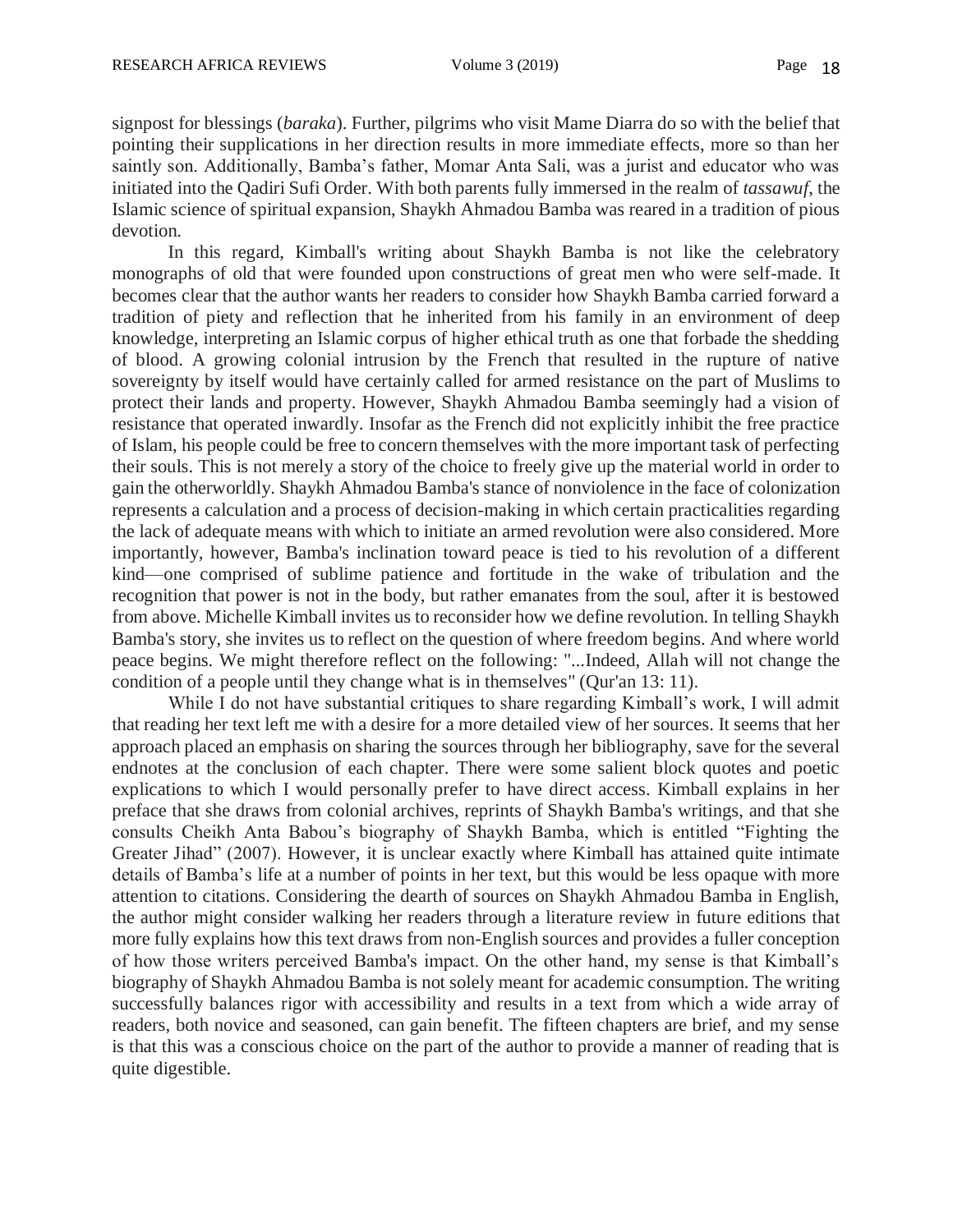signpost for blessings (*baraka*). Further, pilgrims who visit Mame Diarra do so with the belief that pointing their supplications in her direction results in more immediate effects, more so than her saintly son. Additionally, Bamba's father, Momar Anta Sali, was a jurist and educator who was initiated into the Qadiri Sufi Order. With both parents fully immersed in the realm of *tassawuf*, the Islamic science of spiritual expansion, Shaykh Ahmadou Bamba was reared in a tradition of pious devotion.

In this regard, Kimball's writing about Shaykh Bamba is not like the celebratory monographs of old that were founded upon constructions of great men who were self-made. It becomes clear that the author wants her readers to consider how Shaykh Bamba carried forward a tradition of piety and reflection that he inherited from his family in an environment of deep knowledge, interpreting an Islamic corpus of higher ethical truth as one that forbade the shedding of blood. A growing colonial intrusion by the French that resulted in the rupture of native sovereignty by itself would have certainly called for armed resistance on the part of Muslims to protect their lands and property. However, Shaykh Ahmadou Bamba seemingly had a vision of resistance that operated inwardly. Insofar as the French did not explicitly inhibit the free practice of Islam, his people could be free to concern themselves with the more important task of perfecting their souls. This is not merely a story of the choice to freely give up the material world in order to gain the otherworldly. Shaykh Ahmadou Bamba's stance of nonviolence in the face of colonization represents a calculation and a process of decision-making in which certain practicalities regarding the lack of adequate means with which to initiate an armed revolution were also considered. More importantly, however, Bamba's inclination toward peace is tied to his revolution of a different kind—one comprised of sublime patience and fortitude in the wake of tribulation and the recognition that power is not in the body, but rather emanates from the soul, after it is bestowed from above. Michelle Kimball invites us to reconsider how we define revolution. In telling Shaykh Bamba's story, she invites us to reflect on the question of where freedom begins. And where world peace begins. We might therefore reflect on the following: "...Indeed, Allah will not change the condition of a people until they change what is in themselves" (Qur'an 13: 11).

While I do not have substantial critiques to share regarding Kimball's work, I will admit that reading her text left me with a desire for a more detailed view of her sources. It seems that her approach placed an emphasis on sharing the sources through her bibliography, save for the several endnotes at the conclusion of each chapter. There were some salient block quotes and poetic explications to which I would personally prefer to have direct access. Kimball explains in her preface that she draws from colonial archives, reprints of Shaykh Bamba's writings, and that she consults Cheikh Anta Babou's biography of Shaykh Bamba, which is entitled "Fighting the Greater Jihad" (2007). However, it is unclear exactly where Kimball has attained quite intimate details of Bamba's life at a number of points in her text, but this would be less opaque with more attention to citations. Considering the dearth of sources on Shaykh Ahmadou Bamba in English, the author might consider walking her readers through a literature review in future editions that more fully explains how this text draws from non-English sources and provides a fuller conception of how those writers perceived Bamba's impact. On the other hand, my sense is that Kimball's biography of Shaykh Ahmadou Bamba is not solely meant for academic consumption. The writing successfully balances rigor with accessibility and results in a text from which a wide array of readers, both novice and seasoned, can gain benefit. The fifteen chapters are brief, and my sense is that this was a conscious choice on the part of the author to provide a manner of reading that is quite digestible.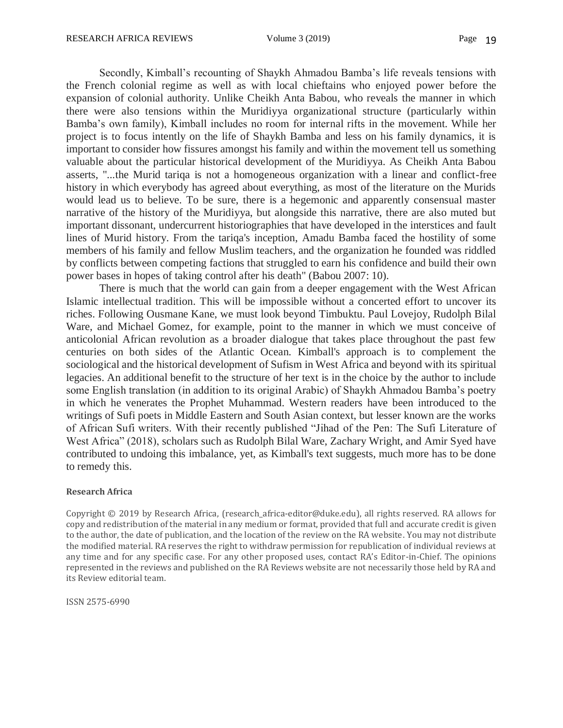Secondly, Kimball’s recounting of Shaykh Ahmadou Bamba’s life reveals tensions with the French colonial regime as well as with local chieftains who enjoyed power before the expansion of colonial authority. Unlike Cheikh Anta Babou, who reveals the manner in which there were also tensions within the Muridiyya organizational structure (particularly within Bamba’s own family), Kimball includes no room for internal rifts in the movement. While her project is to focus intently on the life of Shaykh Bamba and less on his family dynamics, it is important to consider how fissures amongst his family and within the movement tell us something valuable about the particular historical development of the Muridiyya. As Cheikh Anta Babou asserts, "...the Murid tariqa is not a homogeneous organization with a linear and conflict-free history in which everybody has agreed about everything, as most of the literature on the Murids would lead us to believe. To be sure, there is a hegemonic and apparently consensual master narrative of the history of the Muridiyya, but alongside this narrative, there are also muted but important dissonant, undercurrent historiographies that have developed in the interstices and fault lines of Murid history. From the tariqa's inception, Amadu Bamba faced the hostility of some members of his family and fellow Muslim teachers, and the organization he founded was riddled by conflicts between competing factions that struggled to earn his confidence and build their own power bases in hopes of taking control after his death" (Babou 2007: 10).

There is much that the world can gain from a deeper engagement with the West African Islamic intellectual tradition. This will be impossible without a concerted effort to uncover its riches. Following Ousmane Kane, we must look beyond Timbuktu. Paul Lovejoy, Rudolph Bilal Ware, and Michael Gomez, for example, point to the manner in which we must conceive of anticolonial African revolution as a broader dialogue that takes place throughout the past few centuries on both sides of the Atlantic Ocean. Kimball's approach is to complement the sociological and the historical development of Sufism in West Africa and beyond with its spiritual legacies. An additional benefit to the structure of her text is in the choice by the author to include some English translation (in addition to its original Arabic) of Shaykh Ahmadou Bamba’s poetry in which he venerates the Prophet Muhammad. Western readers have been introduced to the writings of Sufi poets in Middle Eastern and South Asian context, but lesser known are the works of African Sufi writers. With their recently published “Jihad of the Pen: The Sufi Literature of West Africa” (2018), scholars such as Rudolph Bilal Ware, Zachary Wright, and Amir Syed have contributed to undoing this imbalance, yet, as Kimball's text suggests, much more has to be done to remedy this.

**Research Africa**

Copyright © 2019 by Research Africa, (research_africa-editor@duke.edu), all rights reserved. RA allows for copy and redistribution of the material in any medium or format, provided that full and accurate credit is given to the author, the date of publication, and the location of the review on the RA website. You may not distribute the modified material. RA reserves the right to withdraw permission for republication of individual reviews at any time and for any specific case. For any other proposed uses, contact RA’s Editor-in-Chief. The opinions represented in the reviews and published on the RA Reviews website are not necessarily those held by RA and its Review editorial team.

ISSN 2575-6990